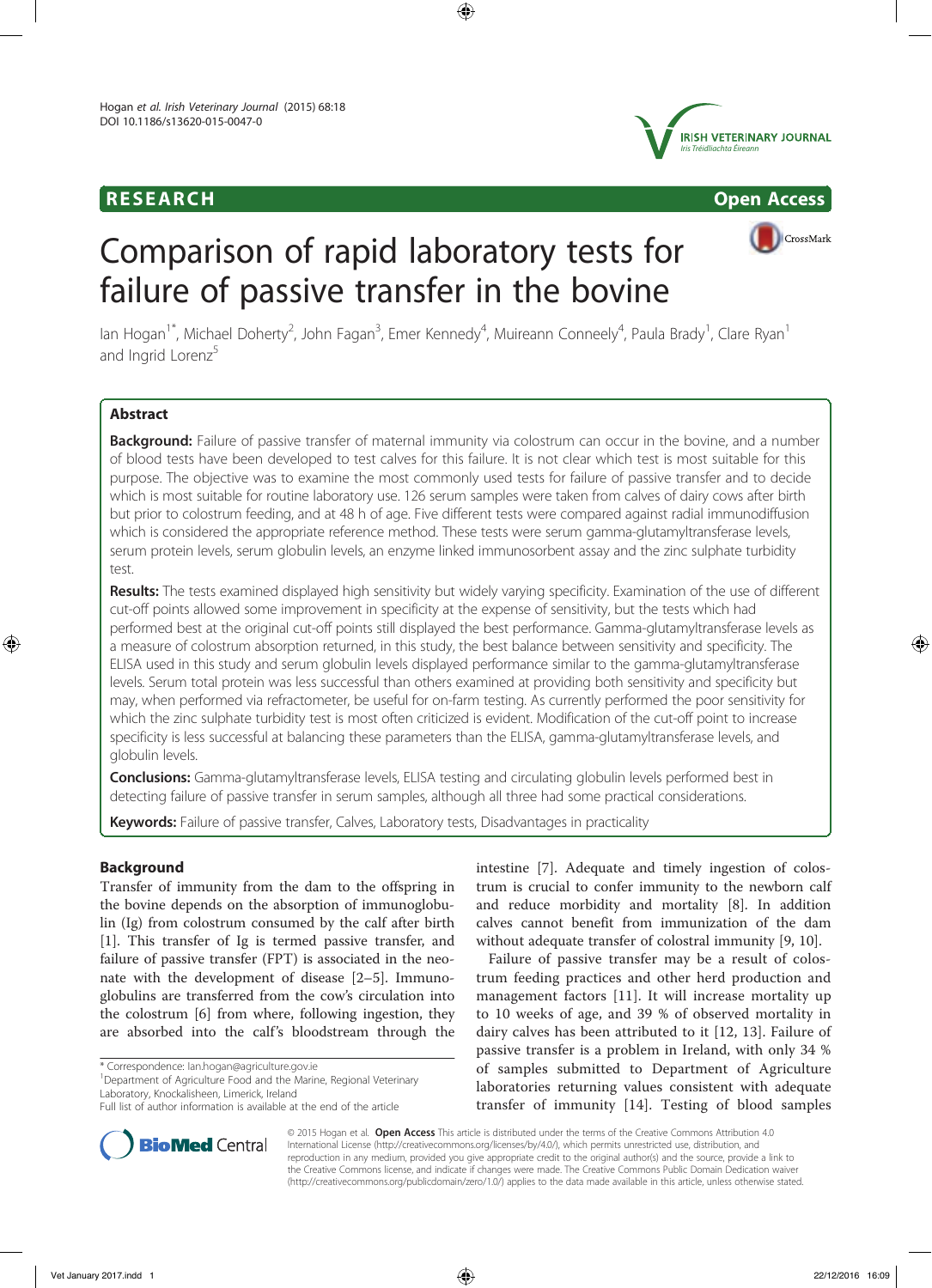RESEARCH

Open Access

# Comparison of rapid laboratory tests for failure of passive transfer in the bovine

Ian Hogan[1*], Michael Doherty[2], John Fagan[3], Emer Kennedy[4], Muireann Conneely[4], Paula Brady[1], Clare Ryan[1] and Ingrid Lorenz[5]

## Abstract

**Background:** Failure of passive transfer of maternal immunity via colostrum can occur in the bovine, and a number of blood tests have been developed to test calves for this failure. It is not clear which test is most suitable for this purpose. The objective was to examine the most commonly used tests for failure of passive transfer and to decide which is most suitable for routine laboratory use. 126 serum samples were taken from calves of dairy cows after birth but prior to colostrum feeding, and at 48 h of age. Five different tests were compared against radial immunodiffusion which is considered the appropriate reference method. These tests were serum gamma-glutamyltransferase levels, serum protein levels, serum globulin levels, an enzyme linked immunosorbent assay and the zinc sulphate turbidity test.

**Results:** The tests examined displayed high sensitivity but widely varying specificity. Examination of the use of different cut-off points allowed some improvement in specificity at the expense of sensitivity, but the tests which had performed best at the original cut-off points still displayed the best performance. Gamma-glutamyltransferase levels as a measure of colostrum absorption returned, in this study, the best balance between sensitivity and specificity. The ELISA used in this study and serum globulin levels displayed performance similar to the gamma-glutamyltransferase levels. Serum total protein was less successful than others examined at providing both sensitivity and specificity but may, when performed via refractometer, be useful for on-farm testing. As currently performed the poor sensitivity for which the zinc sulphate turbidity test is most often criticized is evident. Modification of the cut-off point to increase specificity is less successful at balancing these parameters than the ELISA, gamma-glutamyltransferase levels, and globulin levels.

**Conclusions:** Gamma-glutamyltransferase levels, ELISA testing and circulating globulin levels performed best in detecting failure of passive transfer in serum samples, although all three had some practical considerations.

**Keywords:** Failure of passive transfer, Calves, Laboratory tests, Disadvantages in practicality

## Background

Transfer of immunity from the dam to the offspring in the bovine depends on the absorption of immunoglobulin (Ig) from colostrum consumed by the calf after birth [1]. This transfer of Ig is termed passive transfer, and failure of passive transfer (FPT) is associated in the neonate with the development of disease [2–5]. Immunoglobulins are transferred from the cow's circulation into the colostrum [6] from where, following ingestion, they are absorbed into the calf's bloodstream through the intestine [7]. Adequate and timely ingestion of colostrum is crucial to confer immunity to the newborn calf and reduce morbidity and mortality [8]. In addition calves cannot benefit from immunization of the dam without adequate transfer of colostral immunity [9, 10].

Failure of passive transfer may be a result of colostrum feeding practices and other herd production and management factors [11]. It will increase mortality up to 10 weeks of age, and 39 % of observed mortality in dairy calves has been attributed to it [12, 13]. Failure of passive transfer is a problem in Ireland, with only 34 % of samples submitted to Department of Agriculture laboratories returning values consistent with adequate transfer of immunity [14]. Testing of blood samples

* Correspondence: Ian.hogan@agriculture.gov.ie
[1]Department of Agriculture Food and the Marine, Regional Veterinary Laboratory, Knockalisheen, Limerick, Ireland
Full list of author information is available at the end of the article

© 2015 Hogan et al. **Open Access** This article is distributed under the terms of the Creative Commons Attribution 4.0 International License (http://creativecommons.org/licenses/by/4.0/), which permits unrestricted use, distribution, and reproduction in any medium, provided you give appropriate credit to the original author(s) and the source, provide a link to the Creative Commons license, and indicate if changes were made. The Creative Commons Public Domain Dedication waiver (http://creativecommons.org/publicdomain/zero/1.0/) applies to the data made available in this article, unless otherwise stated.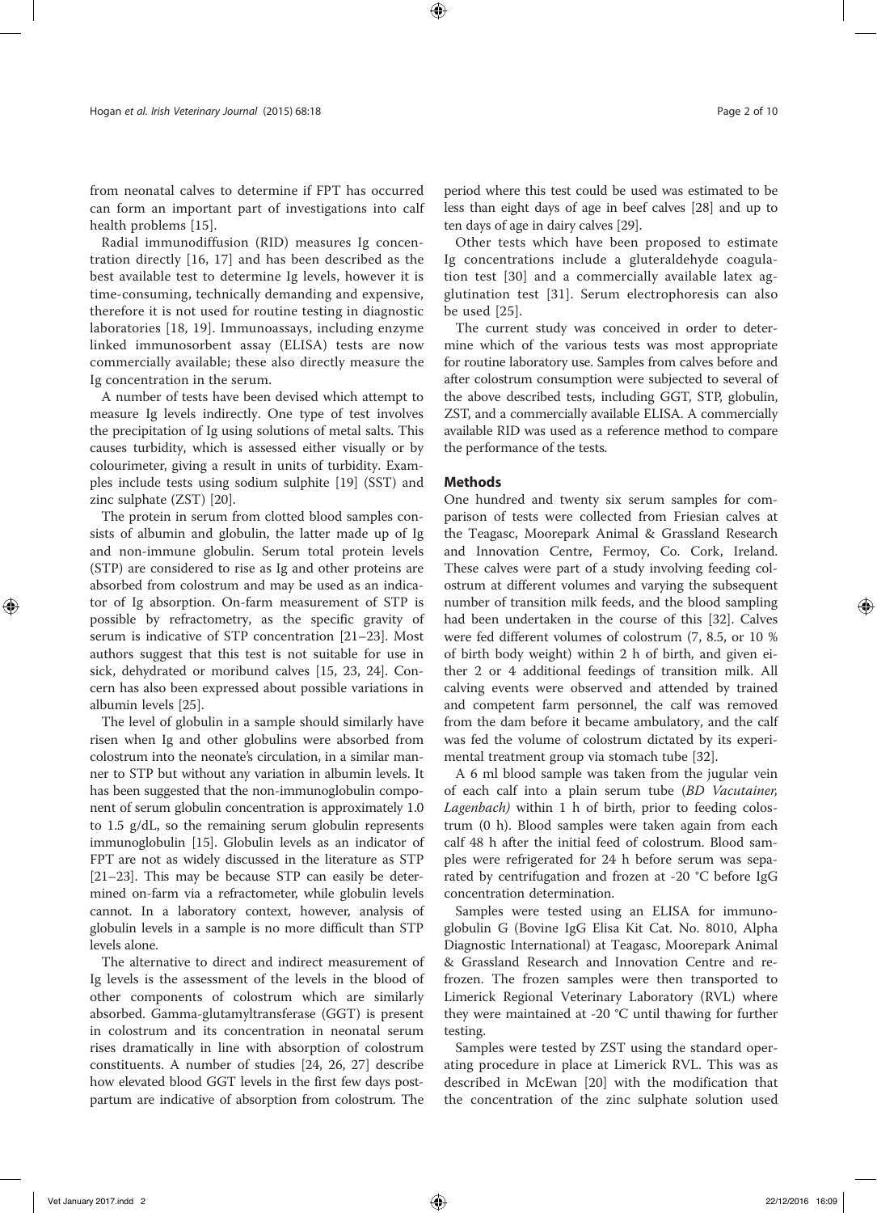from neonatal calves to determine if FPT has occurred can form an important part of investigations into calf health problems [15].

Radial immunodiffusion (RID) measures Ig concentration directly [16, 17] and has been described as the best available test to determine Ig levels, however it is time-consuming, technically demanding and expensive, therefore it is not used for routine testing in diagnostic laboratories [18, 19]. Immunoassays, including enzyme linked immunosorbent assay (ELISA) tests are now commercially available; these also directly measure the Ig concentration in the serum.

A number of tests have been devised which attempt to measure Ig levels indirectly. One type of test involves the precipitation of Ig using solutions of metal salts. This causes turbidity, which is assessed either visually or by colourimeter, giving a result in units of turbidity. Examples include tests using sodium sulphite [19] (SST) and zinc sulphate (ZST) [20].

The protein in serum from clotted blood samples consists of albumin and globulin, the latter made up of Ig and non-immune globulin. Serum total protein levels (STP) are considered to rise as Ig and other proteins are absorbed from colostrum and may be used as an indicator of Ig absorption. On-farm measurement of STP is possible by refractometry, as the specific gravity of serum is indicative of STP concentration [21–23]. Most authors suggest that this test is not suitable for use in sick, dehydrated or moribund calves [15, 23, 24]. Concern has also been expressed about possible variations in albumin levels [25].

The level of globulin in a sample should similarly have risen when Ig and other globulins were absorbed from colostrum into the neonate's circulation, in a similar manner to STP but without any variation in albumin levels. It has been suggested that the non-immunoglobulin component of serum globulin concentration is approximately 1.0 to 1.5 g/dL, so the remaining serum globulin represents immunoglobulin [15]. Globulin levels as an indicator of FPT are not as widely discussed in the literature as STP [21–23]. This may be because STP can easily be determined on-farm via a refractometer, while globulin levels cannot. In a laboratory context, however, analysis of globulin levels in a sample is no more difficult than STP levels alone.

The alternative to direct and indirect measurement of Ig levels is the assessment of the levels in the blood of other components of colostrum which are similarly absorbed. Gamma-glutamyltransferase (GGT) is present in colostrum and its concentration in neonatal serum rises dramatically in line with absorption of colostrum constituents. A number of studies [24, 26, 27] describe how elevated blood GGT levels in the first few days postpartum are indicative of absorption from colostrum. The period where this test could be used was estimated to be less than eight days of age in beef calves [28] and up to ten days of age in dairy calves [29].

Other tests which have been proposed to estimate Ig concentrations include a gluteraldehyde coagulation test [30] and a commercially available latex agglutination test [31]. Serum electrophoresis can also be used [25].

The current study was conceived in order to determine which of the various tests was most appropriate for routine laboratory use. Samples from calves before and after colostrum consumption were subjected to several of the above described tests, including GGT, STP, globulin, ZST, and a commercially available ELISA. A commercially available RID was used as a reference method to compare the performance of the tests.

## Methods

One hundred and twenty six serum samples for comparison of tests were collected from Friesian calves at the Teagasc, Moorepark Animal & Grassland Research and Innovation Centre, Fermoy, Co. Cork, Ireland. These calves were part of a study involving feeding colostrum at different volumes and varying the subsequent number of transition milk feeds, and the blood sampling had been undertaken in the course of this [32]. Calves were fed different volumes of colostrum (7, 8.5, or 10 % of birth body weight) within 2 h of birth, and given either 2 or 4 additional feedings of transition milk. All calving events were observed and attended by trained and competent farm personnel, the calf was removed from the dam before it became ambulatory, and the calf was fed the volume of colostrum dictated by its experimental treatment group via stomach tube [32].

A 6 ml blood sample was taken from the jugular vein of each calf into a plain serum tube (*BD Vacutainer, Lagenbach)* within 1 h of birth, prior to feeding colostrum (0 h). Blood samples were taken again from each calf 48 h after the initial feed of colostrum. Blood samples were refrigerated for 24 h before serum was separated by centrifugation and frozen at -20 °C before IgG concentration determination.

Samples were tested using an ELISA for immunoglobulin G (Bovine IgG Elisa Kit Cat. No. 8010, Alpha Diagnostic International) at Teagasc, Moorepark Animal & Grassland Research and Innovation Centre and refrozen. The frozen samples were then transported to Limerick Regional Veterinary Laboratory (RVL) where they were maintained at -20 °C until thawing for further testing.

Samples were tested by ZST using the standard operating procedure in place at Limerick RVL. This was as described in McEwan [20] with the modification that the concentration of the zinc sulphate solution used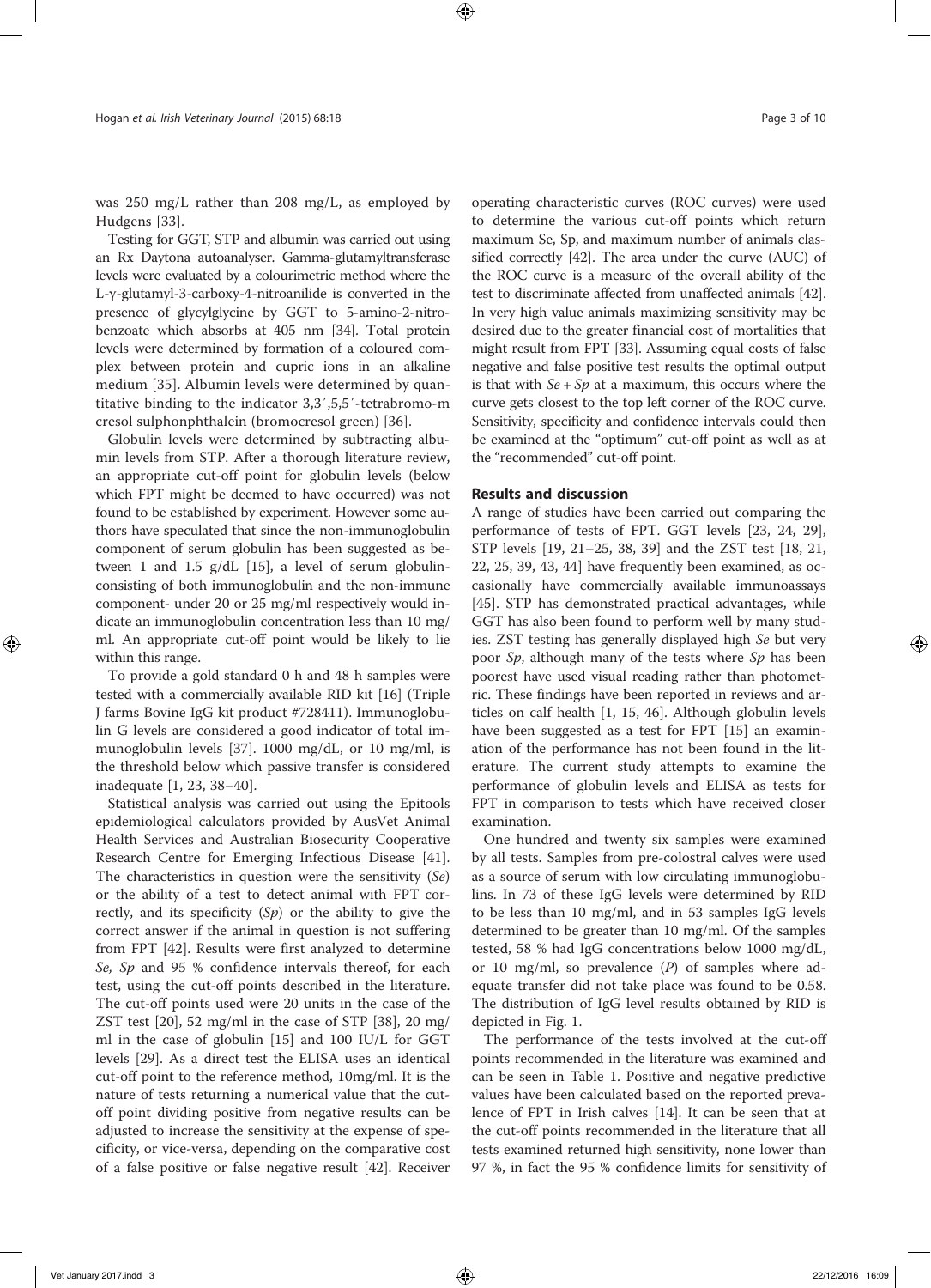was 250 mg/L rather than 208 mg/L, as employed by Hudgens [33].

Testing for GGT, STP and albumin was carried out using an Rx Daytona autoanalyser. Gamma-glutamyltransferase levels were evaluated by a colourimetric method where the L-γ-glutamyl-3-carboxy-4-nitroanilide is converted in the presence of glycylglycine by GGT to 5-amino-2-nitrobenzoate which absorbs at 405 nm [34]. Total protein levels were determined by formation of a coloured complex between protein and cupric ions in an alkaline medium [35]. Albumin levels were determined by quantitative binding to the indicator 3,3′,5,5′-tetrabromo-m cresol sulphonphthalein (bromocresol green) [36].

Globulin levels were determined by subtracting albumin levels from STP. After a thorough literature review, an appropriate cut-off point for globulin levels (below which FPT might be deemed to have occurred) was not found to be established by experiment. However some authors have speculated that since the non-immunoglobulin component of serum globulin has been suggested as between 1 and 1.5 g/dL [15], a level of serum globulin-consisting of both immunoglobulin and the non-immune component- under 20 or 25 mg/ml respectively would indicate an immunoglobulin concentration less than 10 mg/ml. An appropriate cut-off point would be likely to lie within this range.

To provide a gold standard 0 h and 48 h samples were tested with a commercially available RID kit [16] (Triple J farms Bovine IgG kit product #728411). Immunoglobulin G levels are considered a good indicator of total immunoglobulin levels [37]. 1000 mg/dL, or 10 mg/ml, is the threshold below which passive transfer is considered inadequate [1, 23, 38–40].

Statistical analysis was carried out using the Epitools epidemiological calculators provided by AusVet Animal Health Services and Australian Biosecurity Cooperative Research Centre for Emerging Infectious Disease [41]. The characteristics in question were the sensitivity (*Se*) or the ability of a test to detect animal with FPT correctly, and its specificity (*Sp*) or the ability to give the correct answer if the animal in question is not suffering from FPT [42]. Results were first analyzed to determine *Se*, *Sp* and 95 % confidence intervals thereof, for each test, using the cut-off points described in the literature. The cut-off points used were 20 units in the case of the ZST test [20], 52 mg/ml in the case of STP [38], 20 mg/ml in the case of globulin [15] and 100 IU/L for GGT levels [29]. As a direct test the ELISA uses an identical cut-off point to the reference method, 10mg/ml. It is the nature of tests returning a numerical value that the cut-off point dividing positive from negative results can be adjusted to increase the sensitivity at the expense of specificity, or vice-versa, depending on the comparative cost of a false positive or false negative result [42]. Receiver operating characteristic curves (ROC curves) were used to determine the various cut-off points which return maximum Se, Sp, and maximum number of animals classified correctly [42]. The area under the curve (AUC) of the ROC curve is a measure of the overall ability of the test to discriminate affected from unaffected animals [42]. In very high value animals maximizing sensitivity may be desired due to the greater financial cost of mortalities that might result from FPT [33]. Assuming equal costs of false negative and false positive test results the optimal output is that with $Se + Sp$ at a maximum, this occurs where the curve gets closest to the top left corner of the ROC curve. Sensitivity, specificity and confidence intervals could then be examined at the "optimum" cut-off point as well as at the "recommended" cut-off point.

## Results and discussion

A range of studies have been carried out comparing the performance of tests of FPT. GGT levels [23, 24, 29], STP levels [19, 21–25, 38, 39] and the ZST test [18, 21, 22, 25, 39, 43, 44] have frequently been examined, as occasionally have commercially available immunoassays [45]. STP has demonstrated practical advantages, while GGT has also been found to perform well by many studies. ZST testing has generally displayed high *Se* but very poor *Sp*, although many of the tests where *Sp* has been poorest have used visual reading rather than photometric. These findings have been reported in reviews and articles on calf health [1, 15, 46]. Although globulin levels have been suggested as a test for FPT [15] an examination of the performance has not been found in the literature. The current study attempts to examine the performance of globulin levels and ELISA as tests for FPT in comparison to tests which have received closer examination.

One hundred and twenty six samples were examined by all tests. Samples from pre-colostral calves were used as a source of serum with low circulating immunoglobulins. In 73 of these IgG levels were determined by RID to be less than 10 mg/ml, and in 53 samples IgG levels determined to be greater than 10 mg/ml. Of the samples tested, 58 % had IgG concentrations below 1000 mg/dL, or 10 mg/ml, so prevalence (*P*) of samples where adequate transfer did not take place was found to be 0.58. The distribution of IgG level results obtained by RID is depicted in Fig. 1.

The performance of the tests involved at the cut-off points recommended in the literature was examined and can be seen in Table 1. Positive and negative predictive values have been calculated based on the reported prevalence of FPT in Irish calves [14]. It can be seen that at the cut-off points recommended in the literature that all tests examined returned high sensitivity, none lower than 97 %, in fact the 95 % confidence limits for sensitivity of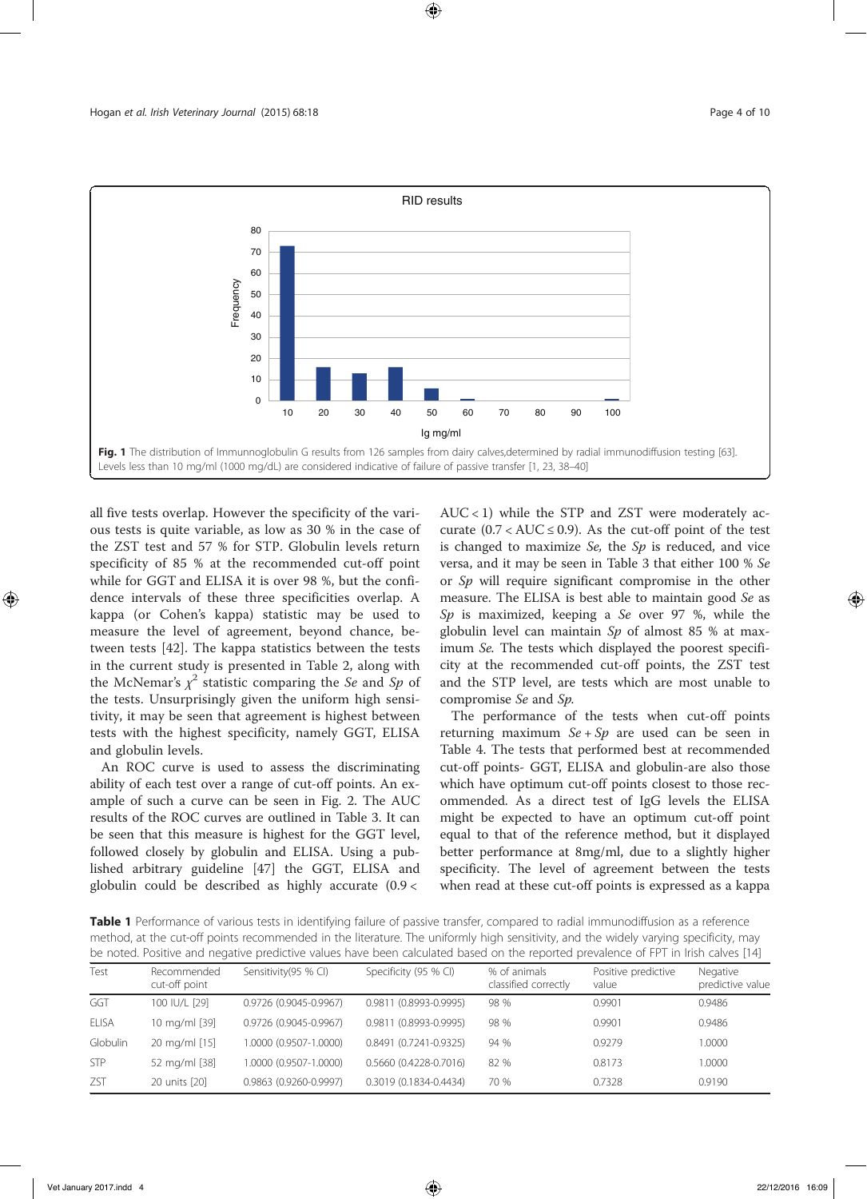Fig. 1 The distribution of Immunnoglobulin G results from 126 samples from dairy calves,determined by radial immunodiffusion testing [63]. Levels less than 10 mg/ml (1000 mg/dL) are considered indicative of failure of passive transfer [1, 23, 38–40]

all five tests overlap. However the specificity of the various tests is quite variable, as low as 30 % in the case of the ZST test and 57 % for STP. Globulin levels return specificity of 85 % at the recommended cut-off point while for GGT and ELISA it is over 98 %, but the confidence intervals of these three specificities overlap. A kappa (or Cohen's kappa) statistic may be used to measure the level of agreement, beyond chance, between tests [42]. The kappa statistics between the tests in the current study is presented in Table 2, along with the McNemar's $\chi^2$ statistic comparing the *Se* and *Sp* of the tests. Unsurprisingly given the uniform high sensitivity, it may be seen that agreement is highest between tests with the highest specificity, namely GGT, ELISA and globulin levels.

An ROC curve is used to assess the discriminating ability of each test over a range of cut-off points. An example of such a curve can be seen in Fig. 2. The AUC results of the ROC curves are outlined in Table 3. It can be seen that this measure is highest for the GGT level, followed closely by globulin and ELISA. Using a published arbitrary guideline [47] the GGT, ELISA and globulin could be described as highly accurate ($0.9 < AUC < 1$) while the STP and ZST were moderately accurate ($0.7 < AUC \leq 0.9$). As the cut-off point of the test is changed to maximize *Se*, the *Sp* is reduced, and vice versa, and it may be seen in Table 3 that either 100 % *Se* or *Sp* will require significant compromise in the other measure. The ELISA is best able to maintain good *Se* as *Sp* is maximized, keeping a *Se* over 97 %, while the globulin level can maintain *Sp* of almost 85 % at maximum *Se*. The tests which displayed the poorest specificity at the recommended cut-off points, the ZST test and the STP level, are tests which are most unable to compromise *Se* and *Sp*.

The performance of the tests when cut-off points returning maximum $Se + Sp$ are used can be seen in Table 4. The tests that performed best at recommended cut-off points- GGT, ELISA and globulin-are also those which have optimum cut-off points closest to those recommended. As a direct test of IgG levels the ELISA might be expected to have an optimum cut-off point equal to that of the reference method, but it displayed better performance at 8mg/ml, due to a slightly higher specificity. The level of agreement between the tests when read at these cut-off points is expressed as a kappa

**Table 1** Performance of various tests in identifying failure of passive transfer, compared to radial immunodiffusion as a reference method, at the cut-off points recommended in the literature. The uniformly high sensitivity, and the widely varying specificity, may be noted. Positive and negative predictive values have been calculated based on the reported prevalence of FPT in Irish calves [14]

| Test | Recommended cut-off point | Sensitivity(95 % CI) | Specificity (95 % CI) | % of animals classified correctly | Positive predictive value | Negative predictive value |
|---|---|---|---|---|---|---|
| GGT | 100 IU/L [29] | 0.9726 (0.9045-0.9967) | 0.9811 (0.8993-0.9995) | 98 % | 0.9901 | 0.9486 |
| ELISA | 10 mg/ml [39] | 0.9726 (0.9045-0.9967) | 0.9811 (0.8993-0.9995) | 98 % | 0.9901 | 0.9486 |
| Globulin | 20 mg/ml [15] | 1.0000 (0.9507-1.0000) | 0.8491 (0.7241-0.9325) | 94 % | 0.9279 | 1.0000 |
| STP | 52 mg/ml [38] | 1.0000 (0.9507-1.0000) | 0.5660 (0.4228-0.7016) | 82 % | 0.8173 | 1.0000 |
| ZST | 20 units [20] | 0.9863 (0.9260-0.9997) | 0.3019 (0.1834-0.4434) | 70 % | 0.7328 | 0.9190 |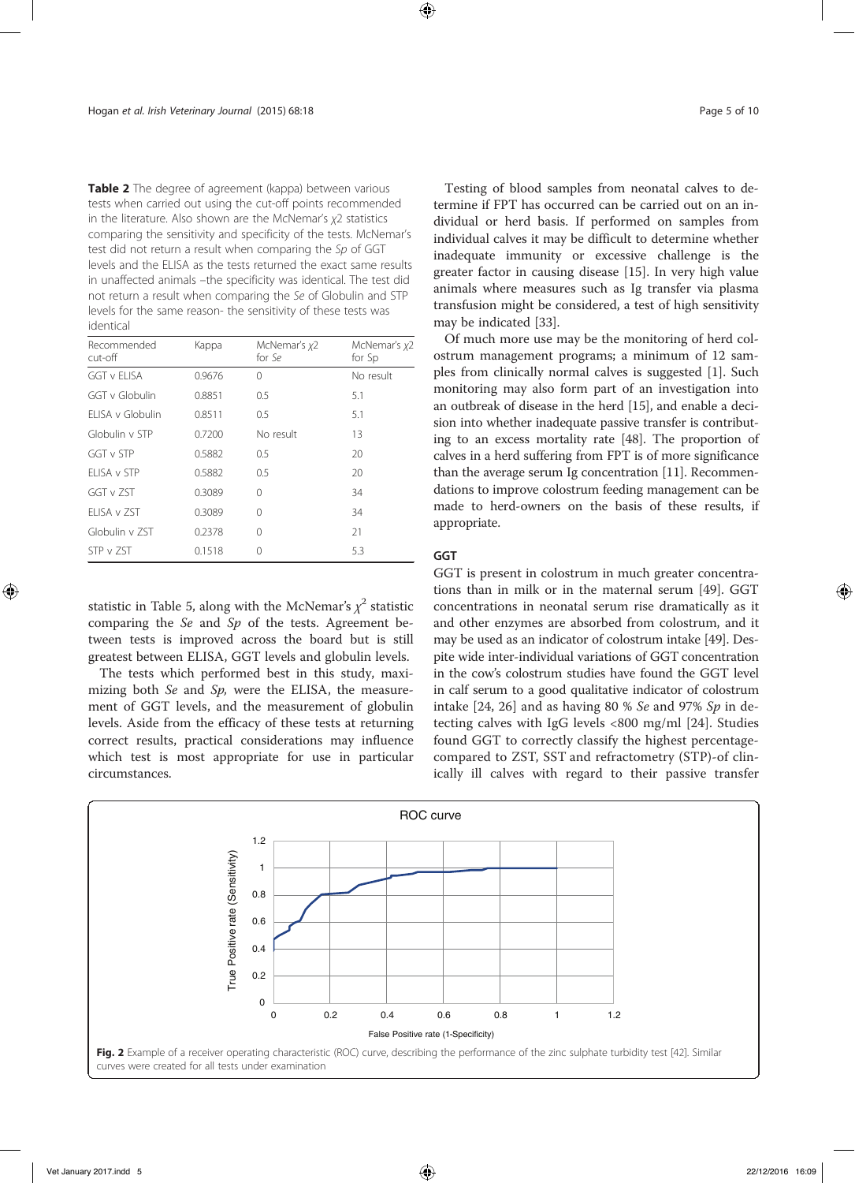**Table 2** The degree of agreement (kappa) between various tests when carried out using the cut-off points recommended in the literature. Also shown are the McNemar's χ2 statistics comparing the sensitivity and specificity of the tests. McNemar's test did not return a result when comparing the *Sp* of GGT levels and the ELISA as the tests returned the exact same results in unaffected animals –the specificity was identical. The test did not return a result when comparing the *Se* of Globulin and STP levels for the same reason- the sensitivity of these tests was identical

| Recommended cut-off | Kappa | McNemar's χ2 for *Se* | McNemar's χ2 for Sp |
|---|---|---|---|
| GGT v ELISA | 0.9676 | 0 | No result |
| GGT v Globulin | 0.8851 | 0.5 | 5.1 |
| ELISA v Globulin | 0.8511 | 0.5 | 5.1 |
| Globulin v STP | 0.7200 | No result | 13 |
| GGT v STP | 0.5882 | 0.5 | 20 |
| ELISA v STP | 0.5882 | 0.5 | 20 |
| GGT v ZST | 0.3089 | 0 | 34 |
| ELISA v ZST | 0.3089 | 0 | 34 |
| Globulin v ZST | 0.2378 | 0 | 21 |
| STP v ZST | 0.1518 | 0 | 5.3 |

statistic in Table 5, along with the McNemar's $\chi^2$ statistic comparing the *Se* and *Sp* of the tests. Agreement between tests is improved across the board but is still greatest between ELISA, GGT levels and globulin levels.

The tests which performed best in this study, maximizing both *Se* and *Sp,* were the ELISA, the measurement of GGT levels, and the measurement of globulin levels. Aside from the efficacy of these tests at returning correct results, practical considerations may influence which test is most appropriate for use in particular circumstances.

Testing of blood samples from neonatal calves to determine if FPT has occurred can be carried out on an individual or herd basis. If performed on samples from individual calves it may be difficult to determine whether inadequate immunity or excessive challenge is the greater factor in causing disease [15]. In very high value animals where measures such as Ig transfer via plasma transfusion might be considered, a test of high sensitivity may be indicated [33].

Of much more use may be the monitoring of herd colostrum management programs; a minimum of 12 samples from clinically normal calves is suggested [1]. Such monitoring may also form part of an investigation into an outbreak of disease in the herd [15], and enable a decision into whether inadequate passive transfer is contributing to an excess mortality rate [48]. The proportion of calves in a herd suffering from FPT is of more significance than the average serum Ig concentration [11]. Recommendations to improve colostrum feeding management can be made to herd-owners on the basis of these results, if appropriate.

### GGT

GGT is present in colostrum in much greater concentrations than in milk or in the maternal serum [49]. GGT concentrations in neonatal serum rise dramatically as it and other enzymes are absorbed from colostrum, and it may be used as an indicator of colostrum intake [49]. Despite wide inter-individual variations of GGT concentration in the cow's colostrum studies have found the GGT level in calf serum to a good qualitative indicator of colostrum intake [24, 26] and as having 80 % *Se* and 97% *Sp* in detecting calves with IgG levels <800 mg/ml [24]. Studies found GGT to correctly classify the highest percentage-compared to ZST, SST and refractometry (STP)-of clinically ill calves with regard to their passive transfer

**Fig. 2** Example of a receiver operating characteristic (ROC) curve, describing the performance of the zinc sulphate turbidity test [42]. Similar curves were created for all tests under examination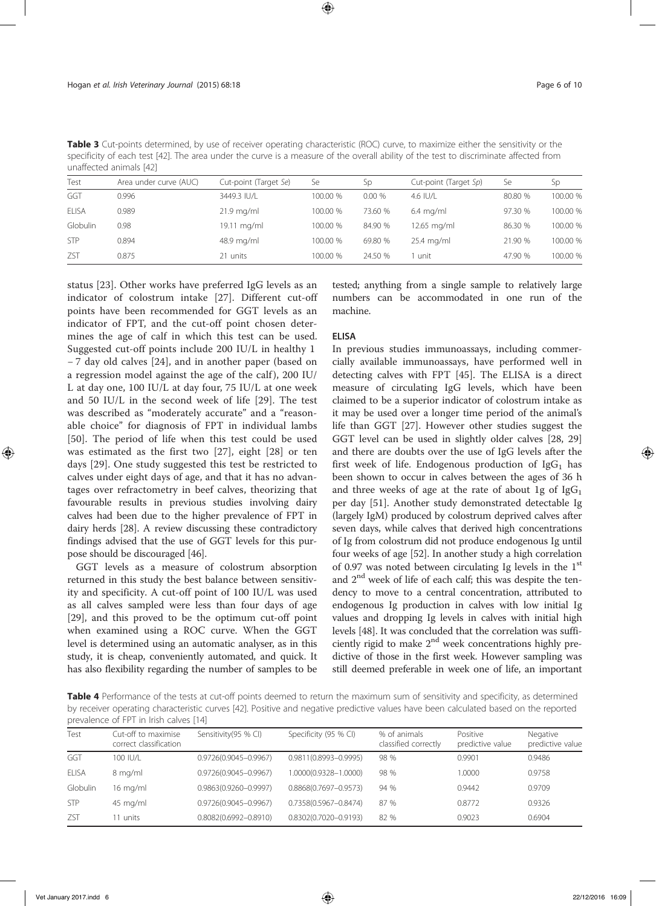**Table 3** Cut-points determined, by use of receiver operating characteristic (ROC) curve, to maximize either the sensitivity or the specificity of each test [42]. The area under the curve is a measure of the overall ability of the test to discriminate affected from unaffected animals [42]

| Test | Area under curve (AUC) | Cut-point (Target *Se*) | Se | Sp | Cut-point (Target *Sp*) | Se | Sp |
|---|---|---|---|---|---|---|---|
| GGT | 0.996 | 3449.3 IU/L | 100.00 % | 0.00 % | 4.6 IU/L | 80.80 % | 100.00 % |
| ELISA | 0.989 | 21.9 mg/ml | 100.00 % | 73.60 % | 6.4 mg/ml | 97.30 % | 100.00 % |
| Globulin | 0.98 | 19.11 mg/ml | 100.00 % | 84.90 % | 12.65 mg/ml | 86.30 % | 100.00 % |
| STP | 0.894 | 48.9 mg/ml | 100.00 % | 69.80 % | 25.4 mg/ml | 21.90 % | 100.00 % |
| ZST | 0.875 | 21 units | 100.00 % | 24.50 % | 1 unit | 47.90 % | 100.00 % |

status [23]. Other works have preferred IgG levels as an indicator of colostrum intake [27]. Different cut-off points have been recommended for GGT levels as an indicator of FPT, and the cut-off point chosen determines the age of calf in which this test can be used. Suggested cut-off points include 200 IU/L in healthy 1 – 7 day old calves [24], and in another paper (based on a regression model against the age of the calf), 200 IU/L at day one, 100 IU/L at day four, 75 IU/L at one week and 50 IU/L in the second week of life [29]. The test was described as "moderately accurate" and a "reasonable choice" for diagnosis of FPT in individual lambs [50]. The period of life when this test could be used was estimated as the first two [27], eight [28] or ten days [29]. One study suggested this test be restricted to calves under eight days of age, and that it has no advantages over refractometry in beef calves, theorizing that favourable results in previous studies involving dairy calves had been due to the higher prevalence of FPT in dairy herds [28]. A review discussing these contradictory findings advised that the use of GGT levels for this purpose should be discouraged [46].

GGT levels as a measure of colostrum absorption returned in this study the best balance between sensitivity and specificity. A cut-off point of 100 IU/L was used as all calves sampled were less than four days of age [29], and this proved to be the optimum cut-off point when examined using a ROC curve. When the GGT level is determined using an automatic analyser, as in this study, it is cheap, conveniently automated, and quick. It has also flexibility regarding the number of samples to be tested; anything from a single sample to relatively large numbers can be accommodated in one run of the machine.

### ELISA

In previous studies immunoassays, including commercially available immunoassays, have performed well in detecting calves with FPT [45]. The ELISA is a direct measure of circulating IgG levels, which have been claimed to be a superior indicator of colostrum intake as it may be used over a longer time period of the animal's life than GGT [27]. However other studies suggest the GGT level can be used in slightly older calves [28, 29] and there are doubts over the use of IgG levels after the first week of life. Endogenous production of $IgG_1$ has been shown to occur in calves between the ages of 36 h and three weeks of age at the rate of about 1g of $IgG_1$ per day [51]. Another study demonstrated detectable Ig (largely IgM) produced by colostrum deprived calves after seven days, while calves that derived high concentrations of Ig from colostrum did not produce endogenous Ig until four weeks of age [52]. In another study a high correlation of 0.97 was noted between circulating Ig levels in the 1st and 2nd week of life of each calf; this was despite the tendency to move to a central concentration, attributed to endogenous Ig production in calves with low initial Ig values and dropping Ig levels in calves with initial high levels [48]. It was concluded that the correlation was sufficiently rigid to make 2nd week concentrations highly predictive of those in the first week. However sampling was still deemed preferable in week one of life, an important

**Table 4** Performance of the tests at cut-off points deemed to return the maximum sum of sensitivity and specificity, as determined by receiver operating characteristic curves [42]. Positive and negative predictive values have been calculated based on the reported prevalence of FPT in Irish calves [14]

| Test | Cut-off to maximise correct classification | Sensitivity(95 % CI) | Specificity (95 % CI) | % of animals classified correctly | Positive predictive value | Negative predictive value |
|---|---|---|---|---|---|---|
| GGT | 100 IU/L | 0.9726(0.9045–0.9967) | 0.9811(0.8993–0.9995) | 98 % | 0.9901 | 0.9486 |
| ELISA | 8 mg/ml | 0.9726(0.9045–0.9967) | 1.0000(0.9328–1.0000) | 98 % | 1.0000 | 0.9758 |
| Globulin | 16 mg/ml | 0.9863(0.9260–0.9997) | 0.8868(0.7697–0.9573) | 94 % | 0.9442 | 0.9709 |
| STP | 45 mg/ml | 0.9726(0.9045–0.9967) | 0.7358(0.5967–0.8474) | 87 % | 0.8772 | 0.9326 |
| ZST | 11 units | 0.8082(0.6992–0.8910) | 0.8302(0.7020–0.9193) | 82 % | 0.9023 | 0.6904 |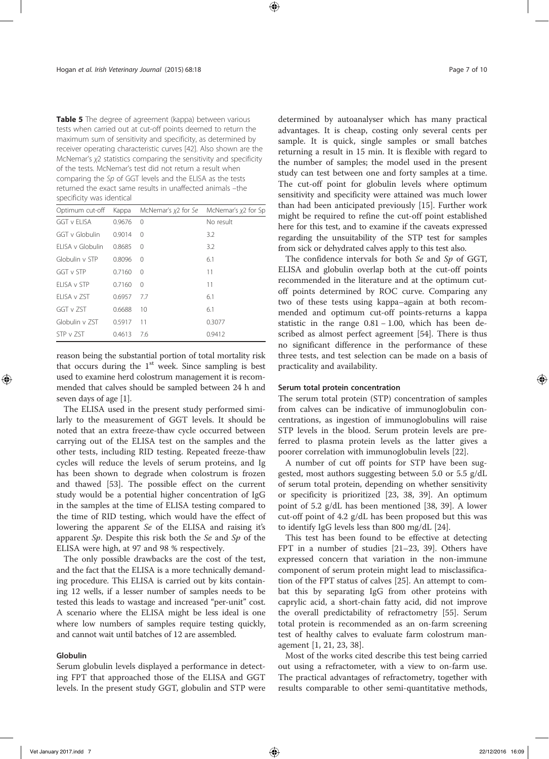**Table 5** The degree of agreement (kappa) between various tests when carried out at cut-off points deemed to return the maximum sum of sensitivity and specificity, as determined by receiver operating characteristic curves [42]. Also shown are the McNemar's $\chi2$ statistics comparing the sensitivity and specificity of the tests. McNemar's test did not return a result when comparing the *Sp* of GGT levels and the ELISA as the tests returned the exact same results in unaffected animals –the specificity was identical

| Optimum cut-off | Kappa | McNemar's $\chi2$ for *Se* | McNemar's $\chi2$ for Sp |
|---|---|---|---|
| GGT v ELISA | 0.9676 | 0 | No result |
| GGT v Globulin | 0.9014 | 0 | 3.2 |
| ELISA v Globulin | 0.8685 | 0 | 3.2 |
| Globulin v STP | 0.8096 | 0 | 6.1 |
| GGT v STP | 0.7160 | 0 | 11 |
| ELISA v STP | 0.7160 | 0 | 11 |
| ELISA v ZST | 0.6957 | 7.7 | 6.1 |
| GGT v ZST | 0.6688 | 10 | 6.1 |
| Globulin v ZST | 0.5917 | 11 | 0.3077 |
| STP v ZST | 0.4613 | 7.6 | 0.9412 |

reason being the substantial portion of total mortality risk that occurs during the 1st week. Since sampling is best used to examine herd colostrum management it is recommended that calves should be sampled between 24 h and seven days of age [1].

The ELISA used in the present study performed similarly to the measurement of GGT levels. It should be noted that an extra freeze-thaw cycle occurred between carrying out of the ELISA test on the samples and the other tests, including RID testing. Repeated freeze-thaw cycles will reduce the levels of serum proteins, and Ig has been shown to degrade when colostrum is frozen and thawed [53]. The possible effect on the current study would be a potential higher concentration of IgG in the samples at the time of ELISA testing compared to the time of RID testing, which would have the effect of lowering the apparent *Se* of the ELISA and raising it's apparent *Sp*. Despite this risk both the *Se* and *Sp* of the ELISA were high, at 97 and 98 % respectively.

The only possible drawbacks are the cost of the test, and the fact that the ELISA is a more technically demanding procedure. This ELISA is carried out by kits containing 12 wells, if a lesser number of samples needs to be tested this leads to wastage and increased "per-unit" cost. A scenario where the ELISA might be less ideal is one where low numbers of samples require testing quickly, and cannot wait until batches of 12 are assembled.

#### Globulin

Serum globulin levels displayed a performance in detecting FPT that approached those of the ELISA and GGT levels. In the present study GGT, globulin and STP were determined by autoanalyser which has many practical advantages. It is cheap, costing only several cents per sample. It is quick, single samples or small batches returning a result in 15 min. It is flexible with regard to the number of samples; the model used in the present study can test between one and forty samples at a time. The cut-off point for globulin levels where optimum sensitivity and specificity were attained was much lower than had been anticipated previously [15]. Further work might be required to refine the cut-off point established here for this test, and to examine if the caveats expressed regarding the unsuitability of the STP test for samples from sick or dehydrated calves apply to this test also.

The confidence intervals for both *Se* and *Sp* of GGT, ELISA and globulin overlap both at the cut-off points recommended in the literature and at the optimum cut-off points determined by ROC curve. Comparing any two of these tests using kappa–again at both recommended and optimum cut-off points-returns a kappa statistic in the range 0.81 – 1.00, which has been described as almost perfect agreement [54]. There is thus no significant difference in the performance of these three tests, and test selection can be made on a basis of practicality and availability.

#### Serum total protein concentration

The serum total protein (STP) concentration of samples from calves can be indicative of immunoglobulin concentrations, as ingestion of immunoglobulins will raise STP levels in the blood. Serum protein levels are preferred to plasma protein levels as the latter gives a poorer correlation with immunoglobulin levels [22].

A number of cut off points for STP have been suggested, most authors suggesting between 5.0 or 5.5 g/dL of serum total protein, depending on whether sensitivity or specificity is prioritized [23, 38, 39]. An optimum point of 5.2 g/dL has been mentioned [38, 39]. A lower cut-off point of 4.2 g/dL has been proposed but this was to identify IgG levels less than 800 mg/dL [24].

This test has been found to be effective at detecting FPT in a number of studies [21–23, 39]. Others have expressed concern that variation in the non-immune component of serum protein might lead to misclassification of the FPT status of calves [25]. An attempt to combat this by separating IgG from other proteins with caprylic acid, a short-chain fatty acid, did not improve the overall predictability of refractometry [55]. Serum total protein is recommended as an on-farm screening test of healthy calves to evaluate farm colostrum management [1, 21, 23, 38].

Most of the works cited describe this test being carried out using a refractometer, with a view to on-farm use. The practical advantages of refractometry, together with results comparable to other semi-quantitative methods,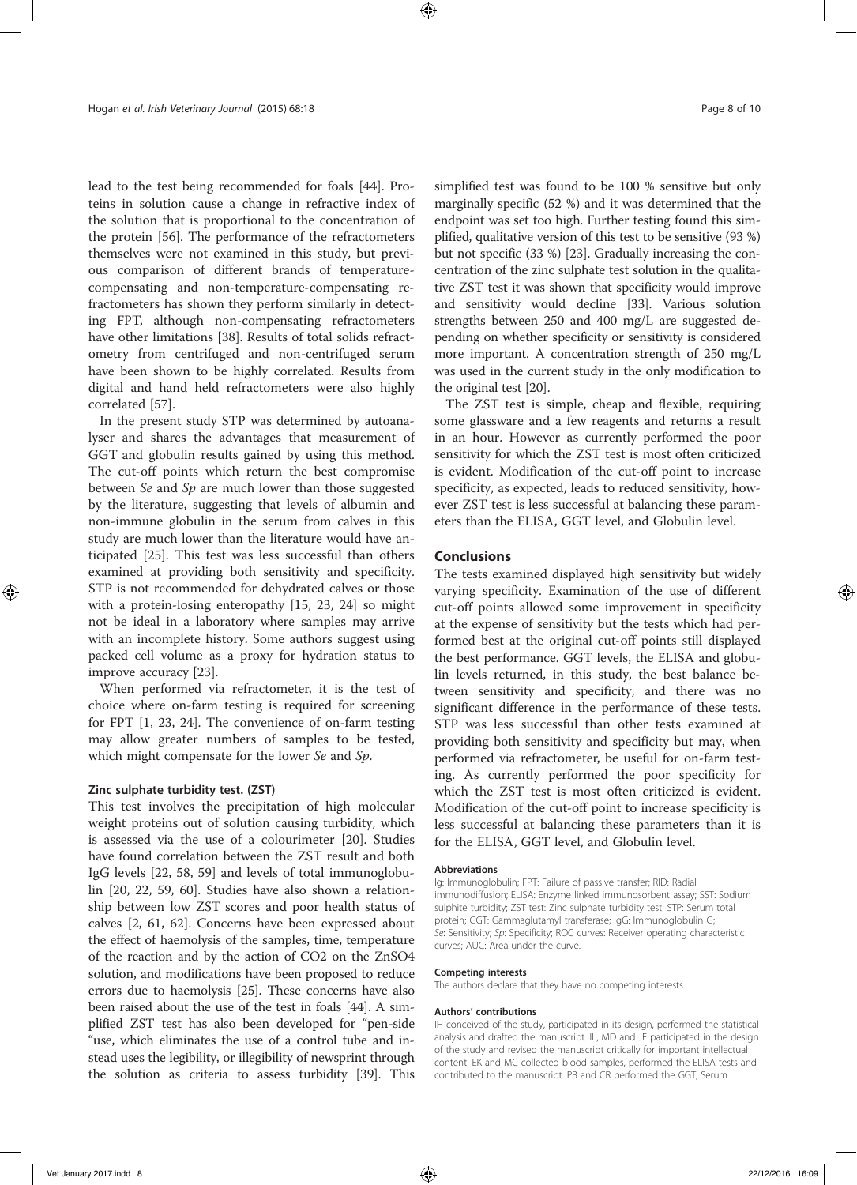lead to the test being recommended for foals [44]. Proteins in solution cause a change in refractive index of the solution that is proportional to the concentration of the protein [56]. The performance of the refractometers themselves were not examined in this study, but previous comparison of different brands of temperature-compensating and non-temperature-compensating refractometers has shown they perform similarly in detecting FPT, although non-compensating refractometers have other limitations [38]. Results of total solids refractometry from centrifuged and non-centrifuged serum have been shown to be highly correlated. Results from digital and hand held refractometers were also highly correlated [57].

In the present study STP was determined by autoanalyser and shares the advantages that measurement of GGT and globulin results gained by using this method. The cut-off points which return the best compromise between *Se* and *Sp* are much lower than those suggested by the literature, suggesting that levels of albumin and non-immune globulin in the serum from calves in this study are much lower than the literature would have anticipated [25]. This test was less successful than others examined at providing both sensitivity and specificity. STP is not recommended for dehydrated calves or those with a protein-losing enteropathy [15, 23, 24] so might not be ideal in a laboratory where samples may arrive with an incomplete history. Some authors suggest using packed cell volume as a proxy for hydration status to improve accuracy [23].

When performed via refractometer, it is the test of choice where on-farm testing is required for screening for FPT [1, 23, 24]. The convenience of on-farm testing may allow greater numbers of samples to be tested, which might compensate for the lower *Se* and *Sp*.

#### Zinc sulphate turbidity test. (ZST)

This test involves the precipitation of high molecular weight proteins out of solution causing turbidity, which is assessed via the use of a colourimeter [20]. Studies have found correlation between the ZST result and both IgG levels [22, 58, 59] and levels of total immunoglobulin [20, 22, 59, 60]. Studies have also shown a relationship between low ZST scores and poor health status of calves [2, 61, 62]. Concerns have been expressed about the effect of haemolysis of the samples, time, temperature of the reaction and by the action of $CO_2$ on the $ZnSO_4$ solution, and modifications have been proposed to reduce errors due to haemolysis [25]. These concerns have also been raised about the use of the test in foals [44]. A simplified ZST test has also been developed for "pen-side "use, which eliminates the use of a control tube and instead uses the legibility, or illegibility of newsprint through the solution as criteria to assess turbidity [39]. This simplified test was found to be 100 % sensitive but only marginally specific (52 %) and it was determined that the endpoint was set too high. Further testing found this simplified, qualitative version of this test to be sensitive (93 %) but not specific (33 %) [23]. Gradually increasing the concentration of the zinc sulphate test solution in the qualitative ZST test it was shown that specificity would improve and sensitivity would decline [33]. Various solution strengths between 250 and 400 mg/L are suggested depending on whether specificity or sensitivity is considered more important. A concentration strength of 250 mg/L was used in the current study in the only modification to the original test [20].

The ZST test is simple, cheap and flexible, requiring some glassware and a few reagents and returns a result in an hour. However as currently performed the poor sensitivity for which the ZST test is most often criticized is evident. Modification of the cut-off point to increase specificity, as expected, leads to reduced sensitivity, however ZST test is less successful at balancing these parameters than the ELISA, GGT level, and Globulin level.

## Conclusions

The tests examined displayed high sensitivity but widely varying specificity. Examination of the use of different cut-off points allowed some improvement in specificity at the expense of sensitivity but the tests which had performed best at the original cut-off points still displayed the best performance. GGT levels, the ELISA and globulin levels returned, in this study, the best balance between sensitivity and specificity, and there was no significant difference in the performance of these tests. STP was less successful than other tests examined at providing both sensitivity and specificity but may, when performed via refractometer, be useful for on-farm testing. As currently performed the poor specificity for which the ZST test is most often criticized is evident. Modification of the cut-off point to increase specificity is less successful at balancing these parameters than it is for the ELISA, GGT level, and Globulin level.

#### Abbreviations

Ig: Immunoglobulin; FPT: Failure of passive transfer; RID: Radial immunodiffusion; ELISA: Enzyme linked immunosorbent assay; SST: Sodium sulphite turbidity; ZST test: Zinc sulphate turbidity test; STP: Serum total protein; GGT: Gammaglutamyl transferase; IgG: Immunoglobulin G; *Se*: Sensitivity; *Sp*: Specificity; ROC curves: Receiver operating characteristic curves; AUC: Area under the curve.

#### Competing interests

The authors declare that they have no competing interests.

#### Authors' contributions

IH conceived of the study, participated in its design, performed the statistical analysis and drafted the manuscript. IL, MD and JF participated in the design of the study and revised the manuscript critically for important intellectual content. EK and MC collected blood samples, performed the ELISA tests and contributed to the manuscript. PB and CR performed the GGT, Serum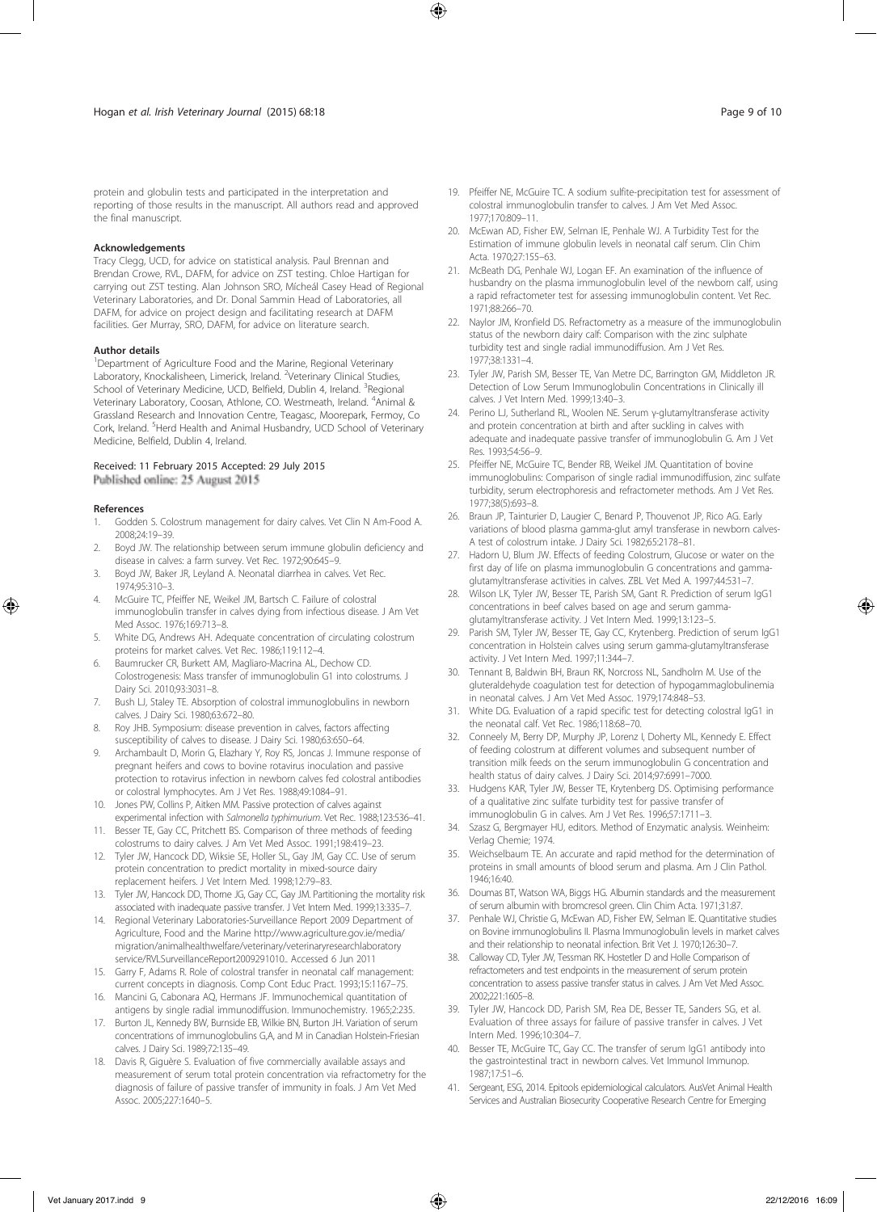protein and globulin tests and participated in the interpretation and reporting of those results in the manuscript. All authors read and approved the final manuscript.

#### Acknowledgements

Tracy Clegg, UCD, for advice on statistical analysis. Paul Brennan and Brendan Crowe, RVL, DAFM, for advice on ZST testing. Chloe Hartigan for carrying out ZST testing. Alan Johnson SRO, Mícheál Casey Head of Regional Veterinary Laboratories, and Dr. Donal Sammin Head of Laboratories, all DAFM, for advice on project design and facilitating research at DAFM facilities. Ger Murray, SRO, DAFM, for advice on literature search.

#### Author details

[1]Department of Agriculture Food and the Marine, Regional Veterinary Laboratory, Knockalisheen, Limerick, Ireland. [2]Veterinary Clinical Studies, School of Veterinary Medicine, UCD, Belfield, Dublin 4, Ireland. [3]Regional Veterinary Laboratory, Coosan, Athlone, CO. Westmeath, Ireland. [4]Animal & Grassland Research and Innovation Centre, Teagasc, Moorepark, Fermoy, Co Cork, Ireland. [5]Herd Health and Animal Husbandry, UCD School of Veterinary Medicine, Belfield, Dublin 4, Ireland.

Received: 11 February 2015 Accepted: 29 July 2015
Published online: 25 August 2015

#### References

1. Godden S. Colostrum management for dairy calves. Vet Clin N Am-Food A. 2008;24:19–39.
2. Boyd JW. The relationship between serum immune globulin deficiency and disease in calves: a farm survey. Vet Rec. 1972;90:645–9.
3. Boyd JW, Baker JR, Leyland A. Neonatal diarrhea in calves. Vet Rec. 1974;95:310–3.
4. McGuire TC, Pfeiffer NE, Weikel JM, Bartsch C. Failure of colostral immunoglobulin transfer in calves dying from infectious disease. J Am Vet Med Assoc. 1976;169:713–8.
5. White DG, Andrews AH. Adequate concentration of circulating colostrum proteins for market calves. Vet Rec. 1986;119:112–4.
6. Baumrucker CR, Burkett AM, Magliaro-Macrina AL, Dechow CD. Colostrogenesis: Mass transfer of immunoglobulin G1 into colostrums. J Dairy Sci. 2010;93:3031–8.
7. Bush LJ, Staley TE. Absorption of colostral immunoglobulins in newborn calves. J Dairy Sci. 1980;63:672–80.
8. Roy JHB. Symposium: disease prevention in calves, factors affecting susceptibility of calves to disease. J Dairy Sci. 1980;63:650–64.
9. Archambault D, Morin G, Elazhary Y, Roy RS, Joncas J. Immune response of pregnant heifers and cows to bovine rotavirus inoculation and passive protection to rotavirus infection in newborn calves fed colostral antibodies or colostral lymphocytes. Am J Vet Res. 1988;49:1084–91.
10. Jones PW, Collins P, Aitken MM. Passive protection of calves against experimental infection with *Salmonella typhimurium*. Vet Rec. 1988;123:536–41.
11. Besser TE, Gay CC, Pritchett BS. Comparison of three methods of feeding colostrums to dairy calves. J Am Vet Med Assoc. 1991;198:419–23.
12. Tyler JW, Hancock DD, Wiksie SE, Holler SL, Gay JM, Gay CC. Use of serum protein concentration to predict mortality in mixed-source dairy replacement heifers. J Vet Intern Med. 1998;12:79–83.
13. Tyler JW, Hancock DD, Thorne JG, Gay CC, Gay JM. Partitioning the mortality risk associated with inadequate passive transfer. J Vet Intern Med. 1999;13:335–7.
14. Regional Veterinary Laboratories-Surveillance Report 2009 Department of Agriculture, Food and the Marine http://www.agriculture.gov.ie/media/migration/animalhealthwelfare/veterinary/veterinaryresearchlaboratoryservice/RVLSurveillanceReport2009291010.. Accessed 6 Jun 2011
15. Garry F, Adams R. Role of colostral transfer in neonatal calf management: current concepts in diagnosis. Comp Cont Educ Pract. 1993;15:1167–75.
16. Mancini G, Cabonara AQ, Hermans JF. Immunochemical quantitation of antigens by single radial immunodiffusion. Immunochemistry. 1965;2:235.
17. Burton JL, Kennedy BW, Burnside EB, Wilkie BN, Burton JH. Variation of serum concentrations of immunoglobulins G,A, and M in Canadian Holstein-Friesian calves. J Dairy Sci. 1989;72:135–49.
18. Davis R, Giguère S. Evaluation of five commercially available assays and measurement of serum total protein concentration via refractometry for the diagnosis of failure of passive transfer of immunity in foals. J Am Vet Med Assoc. 2005;227:1640–5.
19. Pfeiffer NE, McGuire TC. A sodium sulfite-precipitation test for assessment of colostral immunoglobulin transfer to calves. J Am Vet Med Assoc. 1977;170:809–11.
20. McEwan AD, Fisher EW, Selman IE, Penhale WJ. A Turbidity Test for the Estimation of immune globulin levels in neonatal calf serum. Clin Chim Acta. 1970;27:155–63.
21. McBeath DG, Penhale WJ, Logan EF. An examination of the influence of husbandry on the plasma immunoglobulin level of the newborn calf, using a rapid refractometer test for assessing immunoglobulin content. Vet Rec. 1971;88:266–70.
22. Naylor JM, Kronfield DS. Refractometry as a measure of the immunoglobulin status of the newborn dairy calf: Comparison with the zinc sulphate turbidity test and single radial immunodiffusion. Am J Vet Res. 1977;38:1331–4.
23. Tyler JW, Parish SM, Besser TE, Van Metre DC, Barrington GM, Middleton JR. Detection of Low Serum Immunoglobulin Concentrations in Clinically ill calves. J Vet Intern Med. 1999;13:40–3.
24. Perino LJ, Sutherland RL, Woolen NE. Serum γ-glutamyltransferase activity and protein concentration at birth and after suckling in calves with adequate and inadequate passive transfer of immunoglobulin G. Am J Vet Res. 1993;54:56–9.
25. Pfeiffer NE, McGuire TC, Bender RB, Weikel JM. Quantitation of bovine immunoglobulins: Comparison of single radial immunodiffusion, zinc sulfate turbidity, serum electrophoresis and refractometer methods. Am J Vet Res. 1977;38(5):693–8.
26. Braun JP, Tainturier D, Laugier C, Benard P, Thouvenot JP, Rico AG. Early variations of blood plasma gamma-glut amyl transferase in newborn calves-A test of colostrum intake. J Dairy Sci. 1982;65:2178–81.
27. Hadorn U, Blum JW. Effects of feeding Colostrum, Glucose or water on the first day of life on plasma immunoglobulin G concentrations and gamma-glutamyltransferase activities in calves. ZBL Vet Med A. 1997;44:531–7.
28. Wilson LK, Tyler JW, Besser TE, Parish SM, Gant R. Prediction of serum IgG1 concentrations in beef calves based on age and serum gamma-glutamyltransferase activity. J Vet Intern Med. 1999;13:123–5.
29. Parish SM, Tyler JW, Besser TE, Gay CC, Krytenberg. Prediction of serum IgG1 concentration in Holstein calves using serum gamma-glutamyltransferase activity. J Vet Intern Med. 1997;11:344–7.
30. Tennant B, Baldwin BH, Braun RK, Norcross NL, Sandholm M. Use of the gluteraldehyde coagulation test for detection of hypogammaglobulinemia in neonatal calves. J Am Vet Med Assoc. 1979;174:848–53.
31. White DG. Evaluation of a rapid specific test for detecting colostral IgG1 in the neonatal calf. Vet Rec. 1986;118:68–70.
32. Conneely M, Berry DP, Murphy JP, Lorenz I, Doherty ML, Kennedy E. Effect of feeding colostrum at different volumes and subsequent number of transition milk feeds on the serum immunoglobulin G concentration and health status of dairy calves. J Dairy Sci. 2014;97:6991–7000.
33. Hudgens KAR, Tyler JW, Besser TE, Krytenberg DS. Optimising performance of a qualitative zinc sulfate turbidity test for passive transfer of immunoglobulin G in calves. Am J Vet Res. 1996;57:1711–3.
34. Szasz G, Bergmayer HU, editors. Method of Enzymatic analysis. Weinheim: Verlag Chemie; 1974.
35. Weichselbaum TE. An accurate and rapid method for the determination of proteins in small amounts of blood serum and plasma. Am J Clin Pathol. 1946;16:40.
36. Doumas BT, Watson WA, Biggs HG. Albumin standards and the measurement of serum albumin with bromcresol green. Clin Chim Acta. 1971;31:87.
37. Penhale WJ, Christie G, McEwan AD, Fisher EW, Selman IE. Quantitative studies on Bovine immunoglobulins II. Plasma Immunoglobulin levels in market calves and their relationship to neonatal infection. Brit Vet J. 1970;126:30–7.
38. Calloway CD, Tyler JW, Tessman RK. Hostetler D and Holle Comparison of refractometers and test endpoints in the measurement of serum protein concentration to assess passive transfer status in calves. J Am Vet Med Assoc. 2002;221:1605–8.
39. Tyler JW, Hancock DD, Parish SM, Rea DE, Besser TE, Sanders SG, et al. Evaluation of three assays for failure of passive transfer in calves. J Vet Intern Med. 1996;10:304–7.
40. Besser TE, McGuire TC, Gay CC. The transfer of serum IgG1 antibody into the gastrointestinal tract in newborn calves. Vet Immunol Immunop. 1987;17:51–6.
41. Sergeant, ESG, 2014. Epitools epidemiological calculators. AusVet Animal Health Services and Australian Biosecurity Cooperative Research Centre for Emerging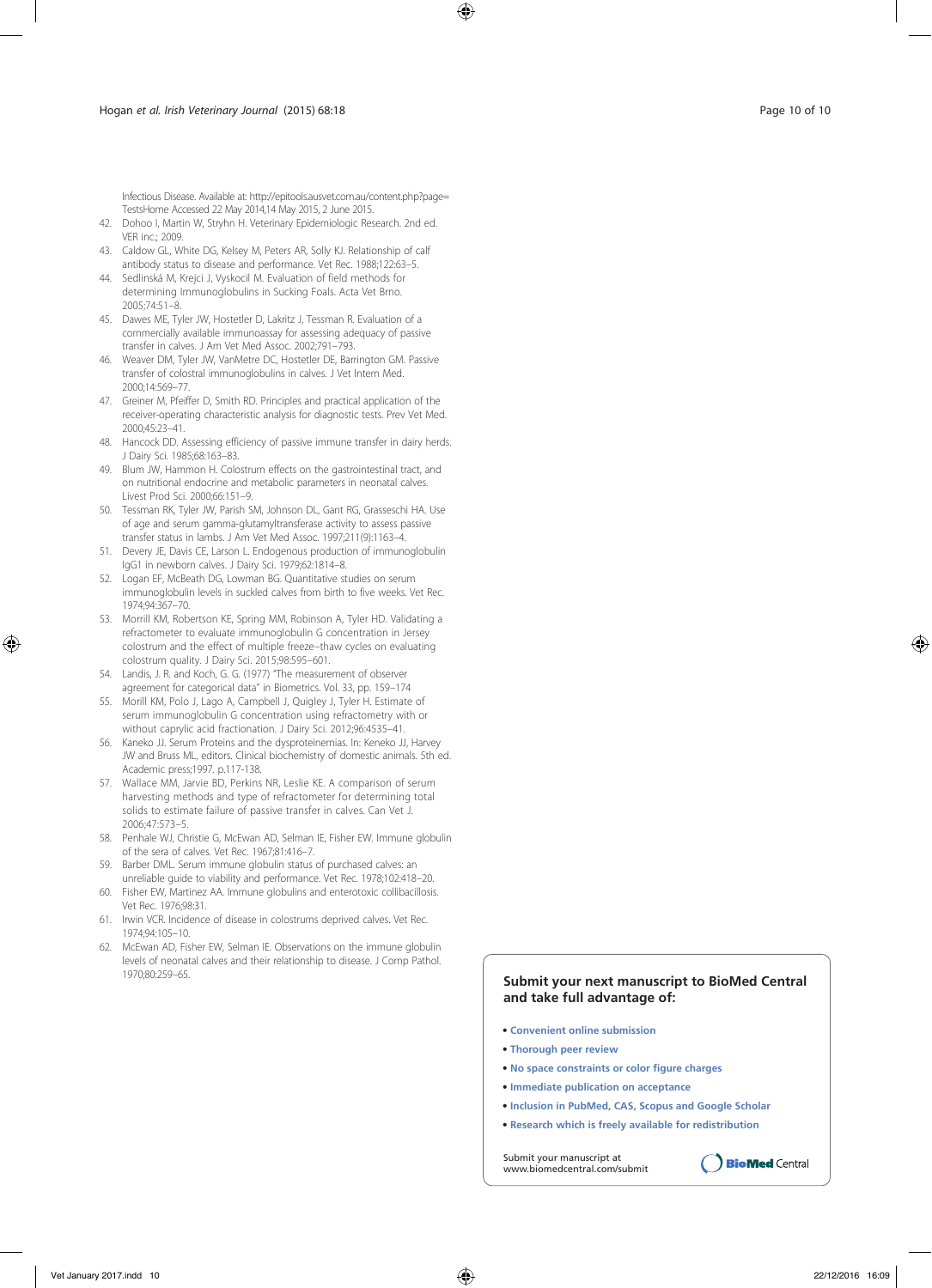Infectious Disease. Available at: http://epitools.ausvet.com.au/content.php?page=TestsHome Accessed 22 May 2014,14 May 2015, 2 June 2015.

42. Dohoo I, Martin W, Stryhn H. Veterinary Epidemiologic Research. 2nd ed. VER inc.; 2009.
43. Caldow GL, White DG, Kelsey M, Peters AR, Solly KJ. Relationship of calf antibody status to disease and performance. Vet Rec. 1988;122:63–5.
44. Sedlinská M, Krejci J, Vyskocil M. Evaluation of field methods for determining Immunoglobulins in Sucking Foals. Acta Vet Brno. 2005;74:51–8.
45. Dawes ME, Tyler JW, Hostetler D, Lakritz J, Tessman R. Evaluation of a commercially available immunoassay for assessing adequacy of passive transfer in calves. J Am Vet Med Assoc. 2002;791–793.
46. Weaver DM, Tyler JW, VanMetre DC, Hostetler DE, Barrington GM. Passive transfer of colostral immunoglobulins in calves. J Vet Intern Med. 2000;14:569–77.
47. Greiner M, Pfeiffer D, Smith RD. Principles and practical application of the receiver-operating characteristic analysis for diagnostic tests. Prev Vet Med. 2000;45:23–41.
48. Hancock DD. Assessing efficiency of passive immune transfer in dairy herds. J Dairy Sci. 1985;68:163–83.
49. Blum JW, Hammon H. Colostrum effects on the gastrointestinal tract, and on nutritional endocrine and metabolic parameters in neonatal calves. Livest Prod Sci. 2000;66:151–9.
50. Tessman RK, Tyler JW, Parish SM, Johnson DL, Gant RG, Grasseschi HA. Use of age and serum gamma-glutamyltransferase activity to assess passive transfer status in lambs. J Am Vet Med Assoc. 1997;211(9):1163–4.
51. Devery JE, Davis CE, Larson L. Endogenous production of immunoglobulin IgG1 in newborn calves. J Dairy Sci. 1979;62:1814–8.
52. Logan EF, McBeath DG, Lowman BG. Quantitative studies on serum immunoglobulin levels in suckled calves from birth to five weeks. Vet Rec. 1974;94:367–70.
53. Morrill KM, Robertson KE, Spring MM, Robinson A, Tyler HD. Validating a refractometer to evaluate immunoglobulin G concentration in Jersey colostrum and the effect of multiple freeze–thaw cycles on evaluating colostrum quality. J Dairy Sci. 2015;98:595–601.
54. Landis, J. R. and Koch, G. G. (1977) "The measurement of observer agreement for categorical data" in Biometrics. Vol. 33, pp. 159–174
55. Morill KM, Polo J, Lago A, Campbell J, Quigley J, Tyler H. Estimate of serum immunoglobulin G concentration using refractometry with or without caprylic acid fractionation. J Dairy Sci. 2012;96:4535–41.
56. Kaneko JJ. Serum Proteins and the dysproteinemias. In: Keneko JJ, Harvey JW and Bruss ML, editors. Clinical biochemistry of domestic animals. 5th ed. Academic press;1997. p.117-138.
57. Wallace MM, Jarvie BD, Perkins NR, Leslie KE. A comparison of serum harvesting methods and type of refractometer for determining total solids to estimate failure of passive transfer in calves. Can Vet J. 2006;47:573–5.
58. Penhale WJ, Christie G, McEwan AD, Selman IE, Fisher EW. Immune globulin of the sera of calves. Vet Rec. 1967;81:416–7.
59. Barber DML. Serum immune globulin status of purchased calves: an unreliable guide to viability and performance. Vet Rec. 1978;102:418–20.
60. Fisher EW, Martinez AA. Immune globulins and enterotoxic collibacillosis. Vet Rec. 1976;98:31.
61. Irwin VCR. Incidence of disease in colostrums deprived calves. Vet Rec. 1974;94:105–10.
62. McEwan AD, Fisher EW, Selman IE. Observations on the immune globulin levels of neonatal calves and their relationship to disease. J Comp Pathol. 1970;80:259–65.

**Submit your next manuscript to BioMed Central and take full advantage of:**

- **Convenient online submission**
- **Thorough peer review**
- **No space constraints or color figure charges**
- **Immediate publication on acceptance**
- **Inclusion in PubMed, CAS, Scopus and Google Scholar**
- **Research which is freely available for redistribution**

Submit your manuscript at www.biomedcentral.com/submit

BioMed Central